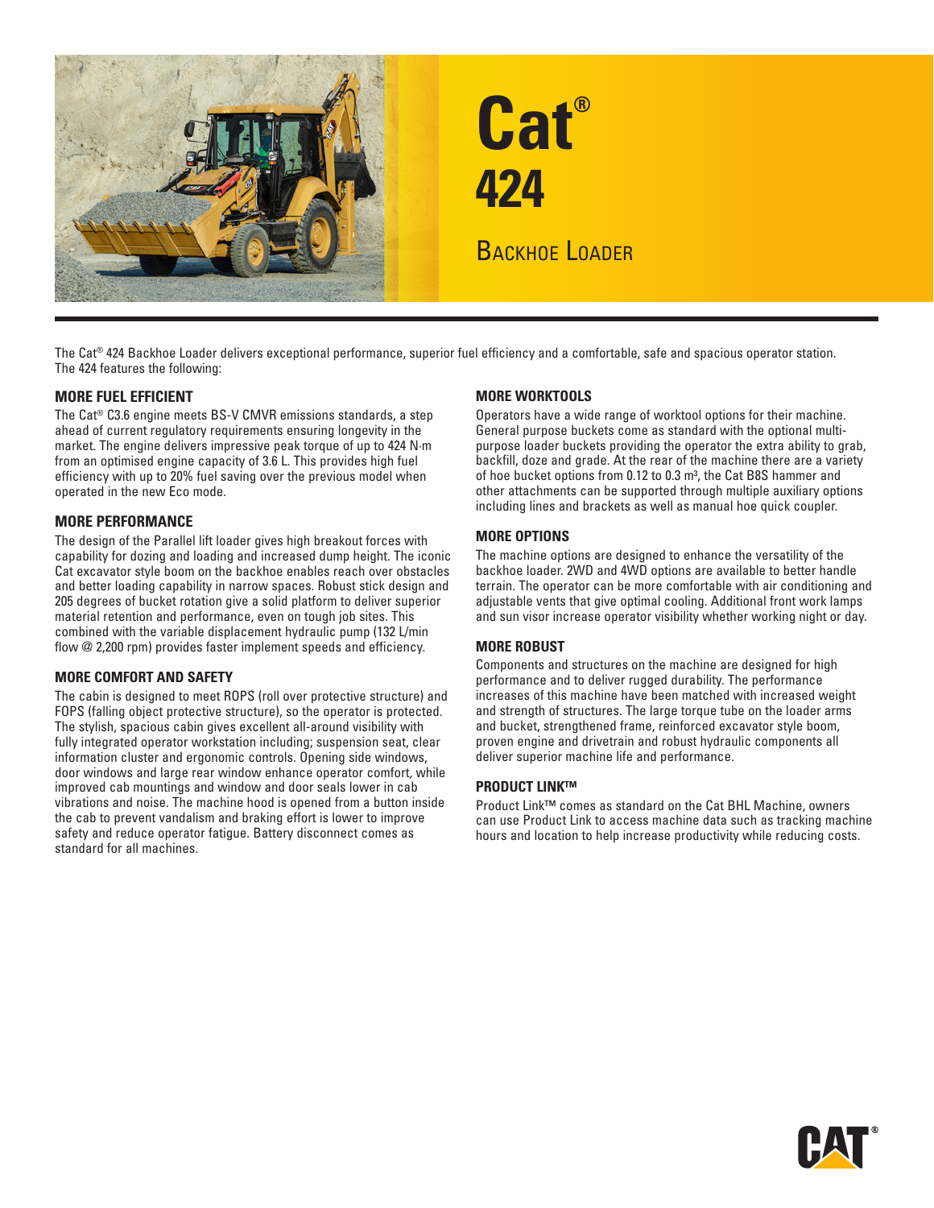# Cat® 424

## Backhoe Loader

The Cat® 424 Backhoe Loader delivers exceptional performance, superior fuel efficiency and a comfortable, safe and spacious operator station. The 424 features the following:

### MORE FUEL EFFICIENT

The Cat® C3.6 engine meets BS-V CMVR emissions standards, a step ahead of current regulatory requirements ensuring longevity in the market. The engine delivers impressive peak torque of up to 424 N·m from an optimised engine capacity of 3.6 L. This provides high fuel efficiency with up to 20% fuel saving over the previous model when operated in the new Eco mode.

### MORE PERFORMANCE

The design of the Parallel lift loader gives high breakout forces with capability for dozing and loading and increased dump height. The iconic Cat excavator style boom on the backhoe enables reach over obstacles and better loading capability in narrow spaces. Robust stick design and 205 degrees of bucket rotation give a solid platform to deliver superior material retention and performance, even on tough job sites. This combined with the variable displacement hydraulic pump (132 L/min flow @ 2,200 rpm) provides faster implement speeds and efficiency.

### MORE COMFORT AND SAFETY

The cabin is designed to meet ROPS (roll over protective structure) and FOPS (falling object protective structure), so the operator is protected. The stylish, spacious cabin gives excellent all-around visibility with fully integrated operator workstation including; suspension seat, clear information cluster and ergonomic controls. Opening side windows, door windows and large rear window enhance operator comfort, while improved cab mountings and window and door seals lower in cab vibrations and noise. The machine hood is opened from a button inside the cab to prevent vandalism and braking effort is lower to improve safety and reduce operator fatigue. Battery disconnect comes as standard for all machines.

### MORE WORKTOOLS

Operators have a wide range of worktool options for their machine. General purpose buckets come as standard with the optional multi-purpose loader buckets providing the operator the extra ability to grab, backfill, doze and grade. At the rear of the machine there are a variety of hoe bucket options from 0.12 to 0.3 m³, the Cat B8S hammer and other attachments can be supported through multiple auxiliary options including lines and brackets as well as manual hoe quick coupler.

### MORE OPTIONS

The machine options are designed to enhance the versatility of the backhoe loader. 2WD and 4WD options are available to better handle terrain. The operator can be more comfortable with air conditioning and adjustable vents that give optimal cooling. Additional front work lamps and sun visor increase operator visibility whether working night or day.

### MORE ROBUST

Components and structures on the machine are designed for high performance and to deliver rugged durability. The performance increases of this machine have been matched with increased weight and strength of structures. The large torque tube on the loader arms and bucket, strengthened frame, reinforced excavator style boom, proven engine and drivetrain and robust hydraulic components all deliver superior machine life and performance.

### PRODUCT LINK™

Product Link™ comes as standard on the Cat BHL Machine, owners can use Product Link to access machine data such as tracking machine hours and location to help increase productivity while reducing costs.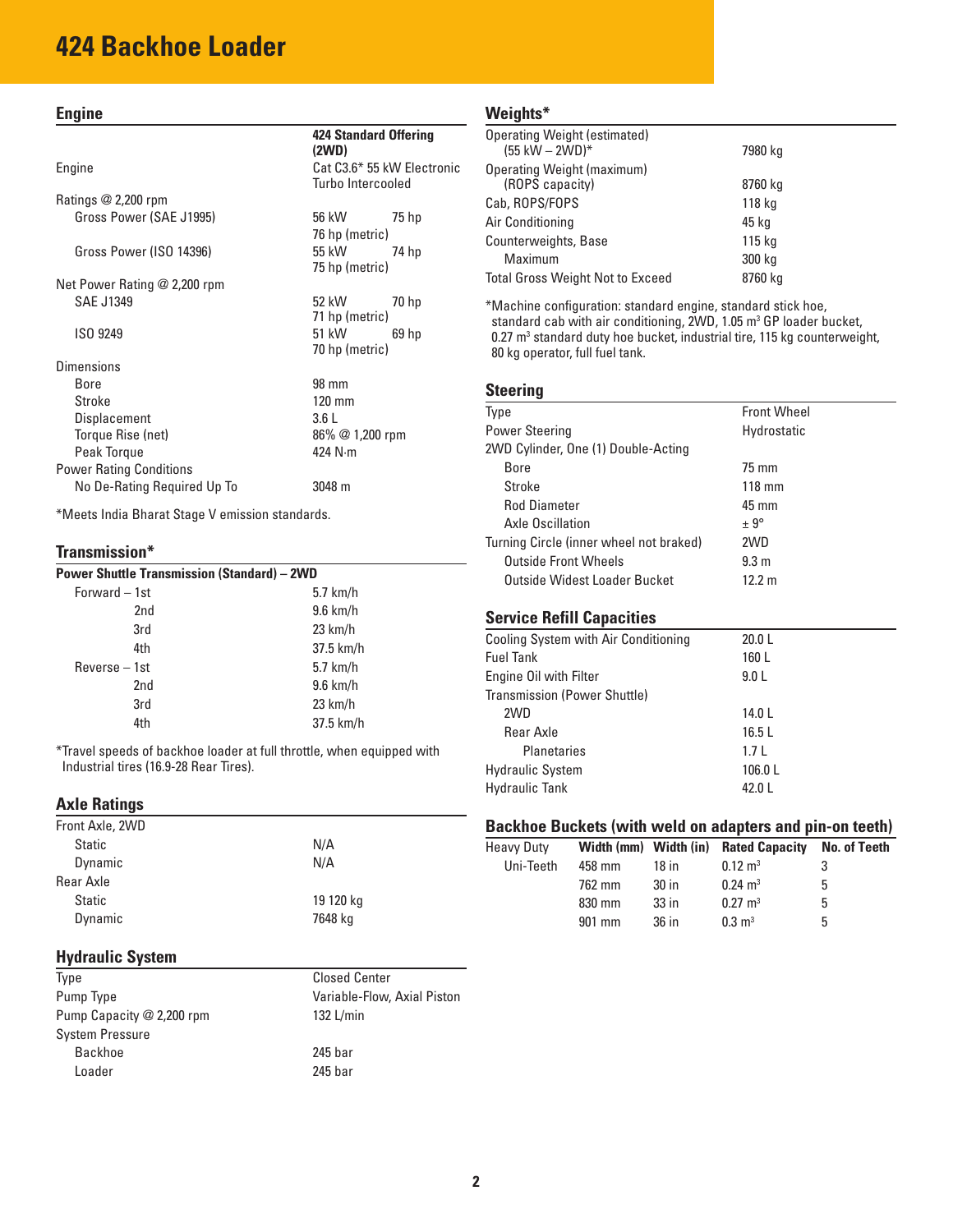# 424 Backhoe Loader

## Engine

| | 424 Standard Offering (2WD) | |
|---|---|---|
| Engine | Cat C3.6* 55 kW Electronic Turbo Intercooled | |
| Ratings @ 2,200 rpm | | |
| Gross Power (SAE J1995) | 56 kW | 75 hp |
| | 76 hp (metric) | |
| Gross Power (ISO 14396) | 55 kW | 74 hp |
| | 75 hp (metric) | |
| Net Power Rating @ 2,200 rpm | | |
| SAE J1349 | 52 kW | 70 hp |
| | 71 hp (metric) | |
| ISO 9249 | 51 kW | 69 hp |
| | 70 hp (metric) | |
| Dimensions | | |
| Bore | 98 mm | |
| Stroke | 120 mm | |
| Displacement | 3.6 L | |
| Torque Rise (net) | 86% @ 1,200 rpm | |
| Peak Torque | 424 N·m | |
| Power Rating Conditions | | |
| No De-Rating Required Up To | 3048 m | |

*Meets India Bharat Stage V emission standards.

## Transmission*

| Power Shuttle Transmission (Standard) – 2WD | |
|---|---|
| Forward – 1st | 5.7 km/h |
| 2nd | 9.6 km/h |
| 3rd | 23 km/h |
| 4th | 37.5 km/h |
| Reverse – 1st | 5.7 km/h |
| 2nd | 9.6 km/h |
| 3rd | 23 km/h |
| 4th | 37.5 km/h |

*Travel speeds of backhoe loader at full throttle, when equipped with Industrial tires (16.9-28 Rear Tires).

## Axle Ratings

| | |
|---|---|
| Front Axle, 2WD | |
| Static | N/A |
| Dynamic | N/A |
| Rear Axle | |
| Static | 19 120 kg |
| Dynamic | 7648 kg |

## Hydraulic System

| | |
|---|---|
| Type | Closed Center |
| Pump Type | Variable-Flow, Axial Piston |
| Pump Capacity @ 2,200 rpm | 132 L/min |
| System Pressure | |
| Backhoe | 245 bar |
| Loader | 245 bar |

## Weights*

| | |
|---|---|
| Operating Weight (estimated) (55 kW – 2WD)* | 7980 kg |
| Operating Weight (maximum) (ROPS capacity) | 8760 kg |
| Cab, ROPS/FOPS | 118 kg |
| Air Conditioning | 45 kg |
| Counterweights, Base | 115 kg |
| Maximum | 300 kg |
| Total Gross Weight Not to Exceed | 8760 kg |

*Machine configuration: standard engine, standard stick hoe, standard cab with air conditioning, 2WD, 1.05 m³ GP loader bucket, 0.27 m³ standard duty hoe bucket, industrial tire, 115 kg counterweight, 80 kg operator, full fuel tank.

## Steering

| | |
|---|---|
| Type | Front Wheel |
| Power Steering | Hydrostatic |
| 2WD Cylinder, One (1) Double-Acting | |
| Bore | 75 mm |
| Stroke | 118 mm |
| Rod Diameter | 45 mm |
| Axle Oscillation | ± 9° |
| Turning Circle (inner wheel not braked) | 2WD |
| Outside Front Wheels | 9.3 m |
| Outside Widest Loader Bucket | 12.2 m |

## Service Refill Capacities

| | |
|---|---|
| Cooling System with Air Conditioning | 20.0 L |
| Fuel Tank | 160 L |
| Engine Oil with Filter | 9.0 L |
| Transmission (Power Shuttle) | |
| 2WD | 14.0 L |
| Rear Axle | 16.5 L |
| Planetaries | 1.7 L |
| Hydraulic System | 106.0 L |
| Hydraulic Tank | 42.0 L |

## Backhoe Buckets (with weld on adapters and pin-on teeth)

| Heavy Duty | Width (mm) | Width (in) | Rated Capacity | No. of Teeth |
|---|---|---|---|---|
| Uni-Teeth | 458 mm | 18 in | 0.12 m³ | 3 |
| | 762 mm | 30 in | 0.24 m³ | 5 |
| | 830 mm | 33 in | 0.27 m³ | 5 |
| | 901 mm | 36 in | 0.3 m³ | 5 |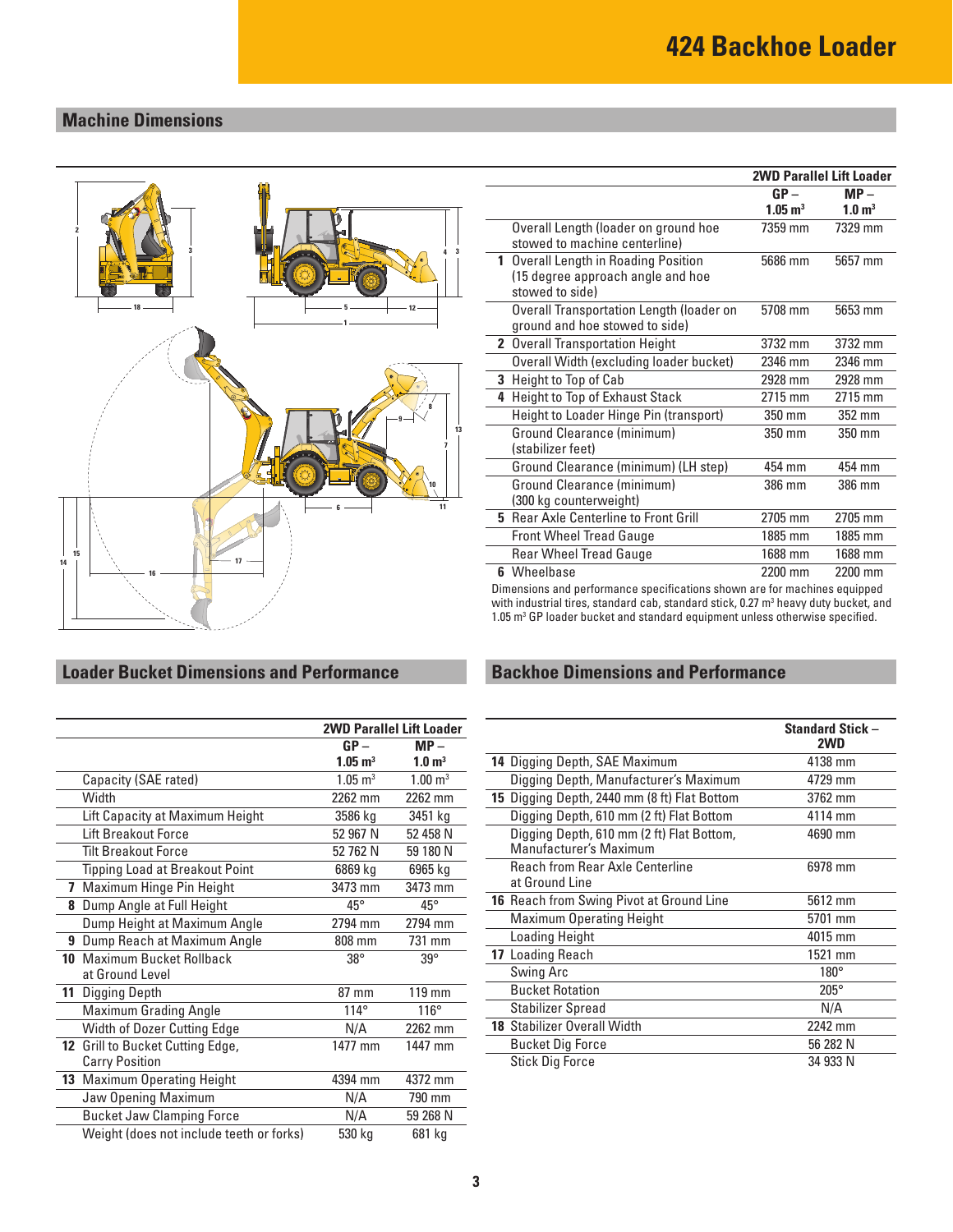# 424 Backhoe Loader

## Machine Dimensions

| | 2WD Parallel Lift Loader | |
|---|---|---|
| | GP – 1.05 m³ | MP – 1.0 m³ |
| Overall Length (loader on ground hoe stowed to machine centerline) | 7359 mm | 7329 mm |
| **1** Overall Length in Roading Position (15 degree approach angle and hoe stowed to side) | 5686 mm | 5657 mm |
| Overall Transportation Length (loader on ground and hoe stowed to side) | 5708 mm | 5653 mm |
| **2** Overall Transportation Height | 3732 mm | 3732 mm |
| Overall Width (excluding loader bucket) | 2346 mm | 2346 mm |
| **3** Height to Top of Cab | 2928 mm | 2928 mm |
| **4** Height to Top of Exhaust Stack | 2715 mm | 2715 mm |
| Height to Loader Hinge Pin (transport) | 350 mm | 352 mm |
| Ground Clearance (minimum) (stabilizer feet) | 350 mm | 350 mm |
| Ground Clearance (minimum) (LH step) | 454 mm | 454 mm |
| Ground Clearance (minimum) (300 kg counterweight) | 386 mm | 386 mm |
| **5** Rear Axle Centerline to Front Grill | 2705 mm | 2705 mm |
| Front Wheel Tread Gauge | 1885 mm | 1885 mm |
| Rear Wheel Tread Gauge | 1688 mm | 1688 mm |
| **6** Wheelbase | 2200 mm | 2200 mm |

Dimensions and performance specifications shown are for machines equipped with industrial tires, standard cab, standard stick, 0.27 m³ heavy duty bucket, and 1.05 m³ GP loader bucket and standard equipment unless otherwise specified.

## Loader Bucket Dimensions and Performance

| | 2WD Parallel Lift Loader | |
|---|---|---|
| | GP – 1.05 m³ | MP – 1.0 m³ |
| Capacity (SAE rated) | 1.05 m³ | 1.00 m³ |
| Width | 2262 mm | 2262 mm |
| Lift Capacity at Maximum Height | 3586 kg | 3451 kg |
| Lift Breakout Force | 52 967 N | 52 458 N |
| Tilt Breakout Force | 52 762 N | 59 180 N |
| Tipping Load at Breakout Point | 6869 kg | 6965 kg |
| **7** Maximum Hinge Pin Height | 3473 mm | 3473 mm |
| **8** Dump Angle at Full Height | 45° | 45° |
| Dump Height at Maximum Angle | 2794 mm | 2794 mm |
| **9** Dump Reach at Maximum Angle | 808 mm | 731 mm |
| **10** Maximum Bucket Rollback at Ground Level | 38° | 39° |
| **11** Digging Depth | 87 mm | 119 mm |
| Maximum Grading Angle | 114° | 116° |
| Width of Dozer Cutting Edge | N/A | 2262 mm |
| **12** Grill to Bucket Cutting Edge, Carry Position | 1477 mm | 1447 mm |
| **13** Maximum Operating Height | 4394 mm | 4372 mm |
| Jaw Opening Maximum | N/A | 790 mm |
| Bucket Jaw Clamping Force | N/A | 59 268 N |
| Weight (does not include teeth or forks) | 530 kg | 681 kg |

## Backhoe Dimensions and Performance

| | Standard Stick – 2WD |
|---|---|
| **14** Digging Depth, SAE Maximum | 4138 mm |
| Digging Depth, Manufacturer's Maximum | 4729 mm |
| **15** Digging Depth, 2440 mm (8 ft) Flat Bottom | 3762 mm |
| Digging Depth, 610 mm (2 ft) Flat Bottom | 4114 mm |
| Digging Depth, 610 mm (2 ft) Flat Bottom, Manufacturer's Maximum | 4690 mm |
| Reach from Rear Axle Centerline at Ground Line | 6978 mm |
| **16** Reach from Swing Pivot at Ground Line | 5612 mm |
| Maximum Operating Height | 5701 mm |
| Loading Height | 4015 mm |
| **17** Loading Reach | 1521 mm |
| Swing Arc | 180° |
| Bucket Rotation | 205° |
| Stabilizer Spread | N/A |
| **18** Stabilizer Overall Width | 2242 mm |
| Bucket Dig Force | 56 282 N |
| Stick Dig Force | 34 933 N |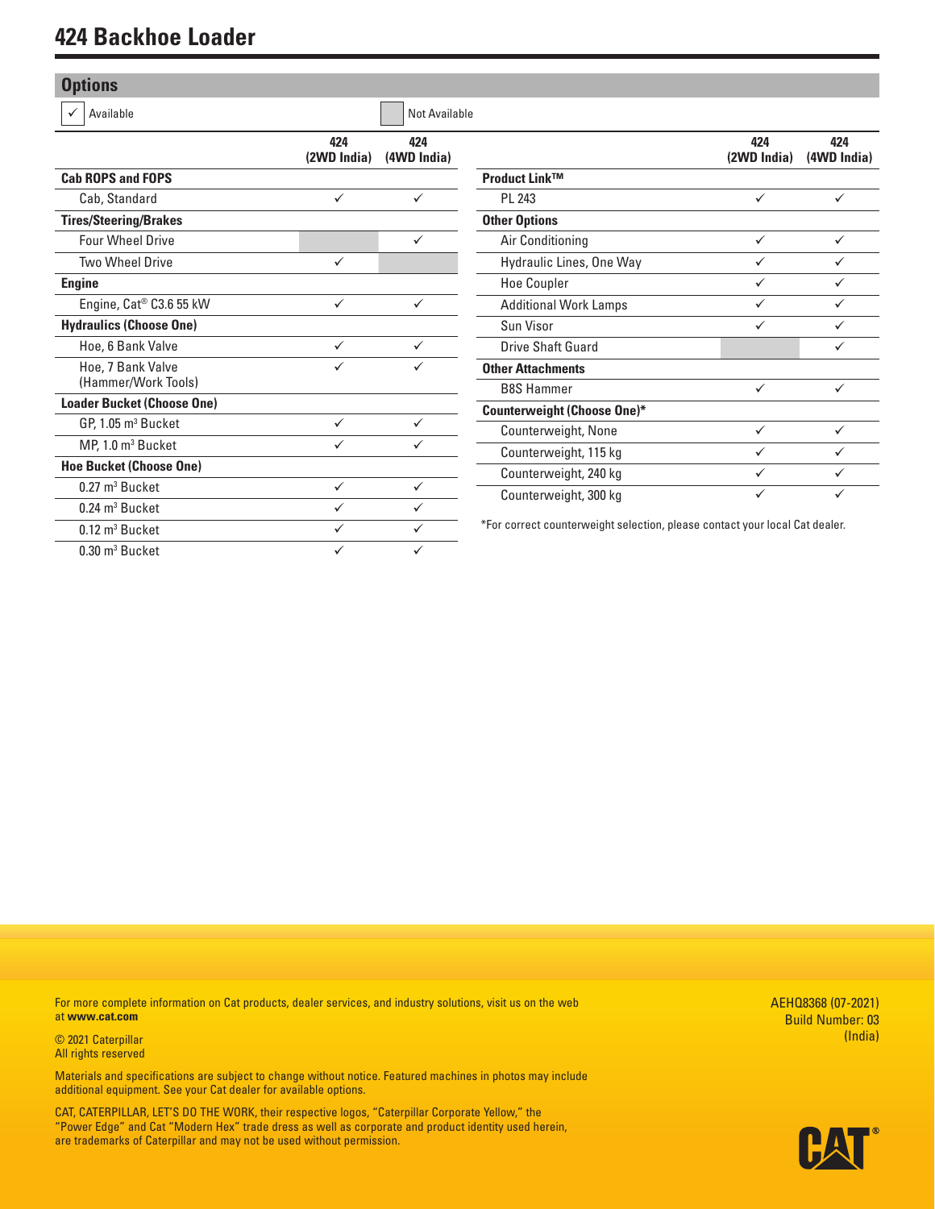# 424 Backhoe Loader

## Options

✓ Available | Not Available

| | 424 (2WD India) | 424 (4WD India) |
|---|---|---|
| **Cab ROPS and FOPS** | | |
| Cab, Standard | ✓ | ✓ |
| **Tires/Steering/Brakes** | | |
| Four Wheel Drive | | ✓ |
| Two Wheel Drive | ✓ | |
| **Engine** | | |
| Engine, Cat® C3.6 55 kW | ✓ | ✓ |
| **Hydraulics (Choose One)** | | |
| Hoe, 6 Bank Valve | ✓ | ✓ |
| Hoe, 7 Bank Valve (Hammer/Work Tools) | ✓ | ✓ |
| **Loader Bucket (Choose One)** | | |
| GP, 1.05 m³ Bucket | ✓ | ✓ |
| MP, 1.0 m³ Bucket | ✓ | ✓ |
| **Hoe Bucket (Choose One)** | | |
| 0.27 m³ Bucket | ✓ | ✓ |
| 0.24 m³ Bucket | ✓ | ✓ |
| 0.12 m³ Bucket | ✓ | ✓ |
| 0.30 m³ Bucket | ✓ | ✓ |
| **Product Link™** | | |
| PL 243 | ✓ | ✓ |
| **Other Options** | | |
| Air Conditioning | ✓ | ✓ |
| Hydraulic Lines, One Way | ✓ | ✓ |
| Hoe Coupler | ✓ | ✓ |
| Additional Work Lamps | ✓ | ✓ |
| Sun Visor | ✓ | ✓ |
| Drive Shaft Guard | | ✓ |
| **Other Attachments** | | |
| B8S Hammer | ✓ | ✓ |
| **Counterweight (Choose One)*** | | |
| Counterweight, None | ✓ | ✓ |
| Counterweight, 115 kg | ✓ | ✓ |
| Counterweight, 240 kg | ✓ | ✓ |
| Counterweight, 300 kg | ✓ | ✓ |

*For correct counterweight selection, please contact your local Cat dealer.

For more complete information on Cat products, dealer services, and industry solutions, visit us on the web at **www.cat.com**

© 2021 Caterpillar
All rights reserved

Materials and specifications are subject to change without notice. Featured machines in photos may include additional equipment. See your Cat dealer for available options.

CAT, CATERPILLAR, LET'S DO THE WORK, their respective logos, "Caterpillar Corporate Yellow," the "Power Edge" and Cat "Modern Hex" trade dress as well as corporate and product identity used herein, are trademarks of Caterpillar and may not be used without permission.

AEHQ8368 (07-2021)
Build Number: 03
(India)